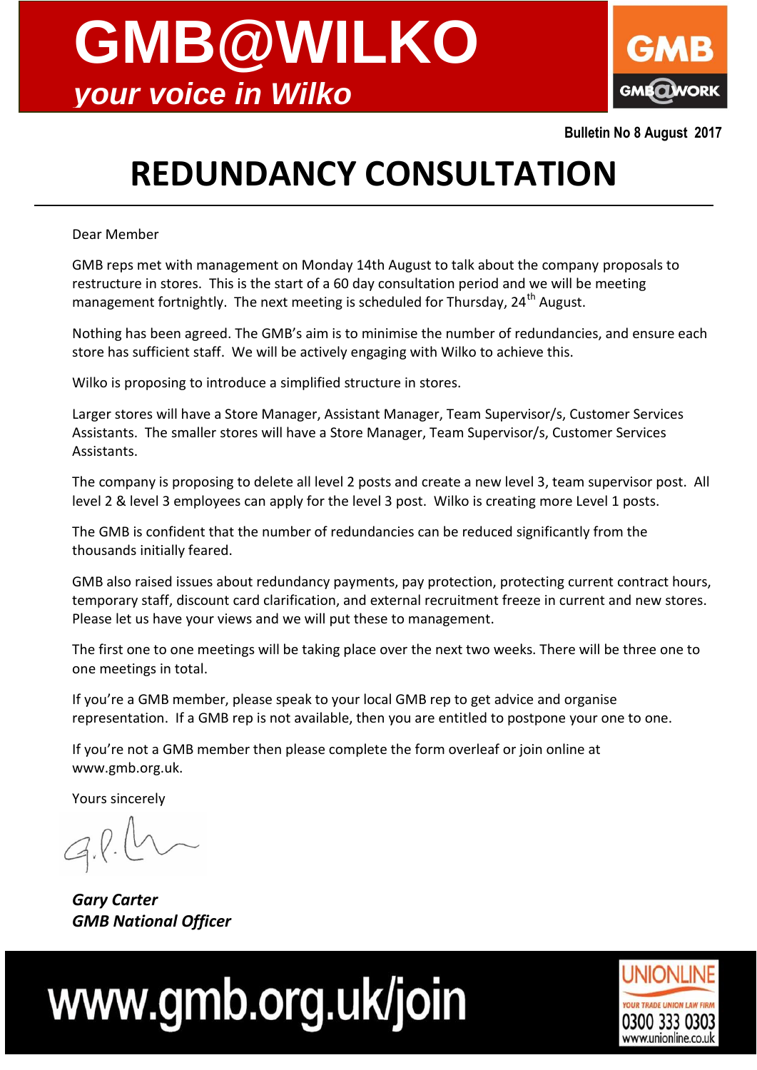# GMB@WILKO

*your voice in Wilko*

GMB

GMB@WORK

**Bulletin No 8 August 2017**

# REDUNDANCY CONSULTATION

Dear Member

GMB reps met with management on Monday 14th August to talk about the company proposals to restructure in stores. This is the start of a 60 day consultation period and we will be meeting management fortnightly. The next meeting is scheduled for Thursday, 24th August.

Nothing has been agreed. The GMB's aim is to minimise the number of redundancies, and ensure each store has sufficient staff. We will be actively engaging with Wilko to achieve this.

Wilko is proposing to introduce a simplified structure in stores.

Larger stores will have a Store Manager, Assistant Manager, Team Supervisor/s, Customer Services Assistants. The smaller stores will have a Store Manager, Team Supervisor/s, Customer Services Assistants.

The company is proposing to delete all level 2 posts and create a new level 3, team supervisor post. All level 2 & level 3 employees can apply for the level 3 post. Wilko is creating more Level 1 posts.

The GMB is confident that the number of redundancies can be reduced significantly from the thousands initially feared.

GMB also raised issues about redundancy payments, pay protection, protecting current contract hours, temporary staff, discount card clarification, and external recruitment freeze in current and new stores. Please let us have your views and we will put these to management.

The first one to one meetings will be taking place over the next two weeks. There will be three one to one meetings in total.

If you're a GMB member, please speak to your local GMB rep to get advice and organise representation. If a GMB rep is not available, then you are entitled to postpone your one to one.

If you're not a GMB member then please complete the form overleaf or join online at www.gmb.org.uk.

Yours sincerely

***Gary Carter***
***GMB National Officer***

www.gmb.org.uk/join

UNIONLINE
YOUR TRADE UNION LAW FIRM
0300 333 0303
www.unionline.co.uk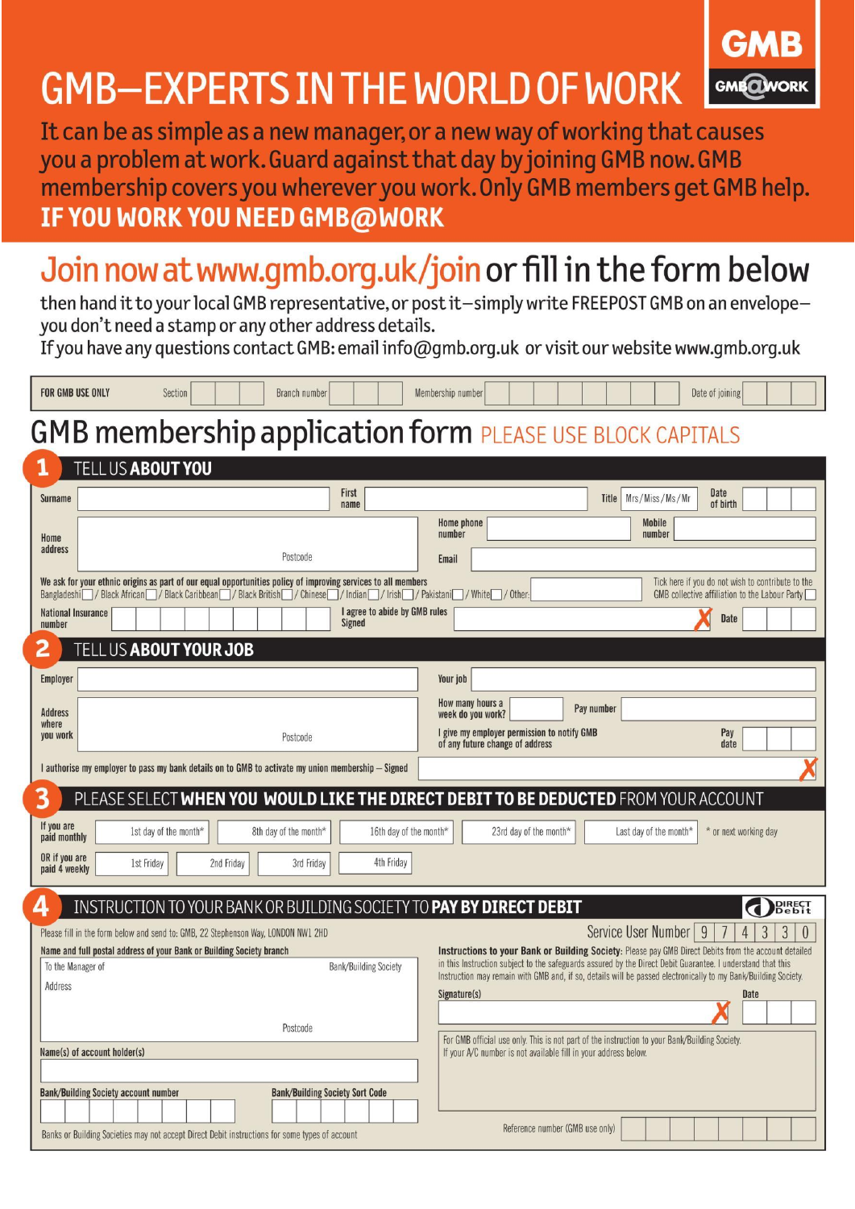# GMB–EXPERTS IN THE WORLD OF WORK

**GMB**

**GMB@WORK**

It can be as simple as a new manager, or a new way of working that causes you a problem at work. Guard against that day by joining GMB now. GMB membership covers you wherever you work. Only GMB members get GMB help.

**IF YOU WORK YOU NEED GMB@WORK**

## Join now at www.gmb.org.uk/join or fill in the form below

then hand it to your local GMB representative, or post it–simply write FREEPOST GMB on an envelope–you don't need a stamp or any other address details.

If you have any questions contact GMB: email info@gmb.org.uk or visit our website www.gmb.org.uk

| FOR GMB USE ONLY | Section | Branch number | Membership number | Date of joining |
|---|---|---|---|---|

## GMB membership application form PLEASE USE BLOCK CAPITALS

### 1 TELL US ABOUT YOU

Surname

First name

Title Mrs / Miss / Ms / Mr

Date of birth

Home address

Postcode

Home phone number

Mobile number

Email

We ask for your ethnic origins as part of our equal opportunities policy of improving services to all members

Bangladeshi ☐ / Black African ☐ / Black Caribbean ☐ / Black British ☐ / Chinese ☐ / Indian ☐ / Irish ☐ / Pakistani ☐ / White ☐ / Other:

Tick here if you do not wish to contribute to the GMB collective affiliation to the Labour Party ☐

National Insurance number

I agree to abide by GMB rules Signed ✗

Date

### 2 TELL US ABOUT YOUR JOB

Employer

Your job

Address where you work

Postcode

How many hours a week do you work?

Pay number

I give my employer permission to notify GMB of any future change of address

Pay date

I authorise my employer to pass my bank details on to GMB to activate my union membership – Signed ✗

### 3 PLEASE SELECT WHEN YOU WOULD LIKE THE DIRECT DEBIT TO BE DEDUCTED FROM YOUR ACCOUNT

If you are paid monthly: 1st day of the month* / 8th day of the month* / 16th day of the month* / 23rd day of the month* / Last day of the month*

\* or next working day

OR if you are paid 4 weekly: 1st Friday / 2nd Friday / 3rd Friday / 4th Friday

### 4 INSTRUCTION TO YOUR BANK OR BUILDING SOCIETY TO PAY BY DIRECT DEBIT

DIRECT Debit

Please fill in the form below and send to: GMB, 22 Stephenson Way, LONDON NW1 2HD

Service User Number 9 7 4 3 3 0

Name and full postal address of your Bank or Building Society branch

To the Manager of

Bank/Building Society

Address

Postcode

Name(s) of account holder(s)

Bank/Building Society account number

Bank/Building Society Sort Code

**Instructions to your Bank or Building Society:** Please pay GMB Direct Debits from the account detailed in this Instruction subject to the safeguards assured by the Direct Debit Guarantee. I understand that this Instruction may remain with GMB and, if so, details will be passed electronically to my Bank/Building Society.

Signature(s) ✗

Date

For GMB official use only. This is not part of the instruction to your Bank/Building Society.
If your A/C number is not available fill in your address below.

Reference number (GMB use only)

Banks or Building Societies may not accept Direct Debit instructions for some types of account